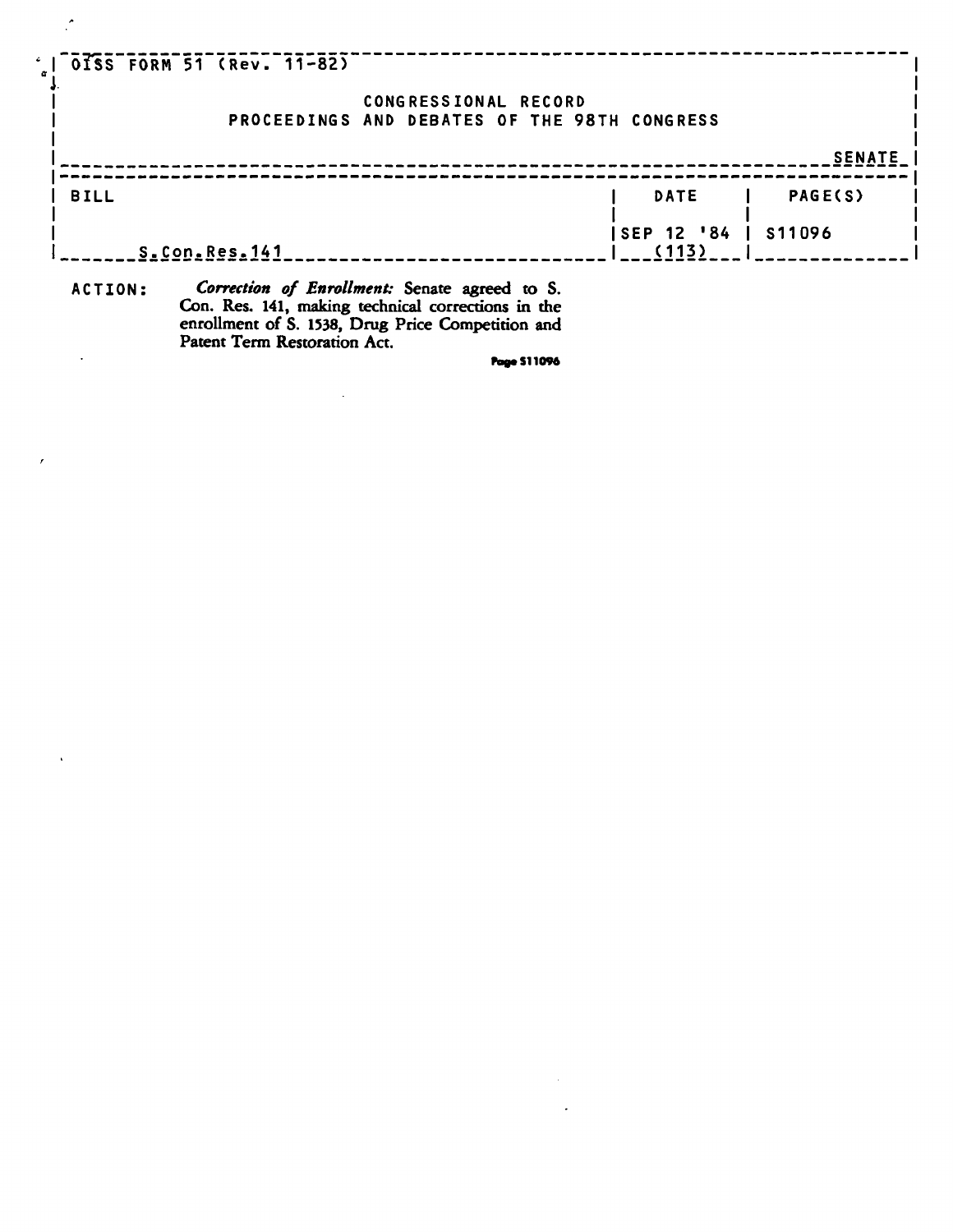OISS FORM 51 (Rev. 11-82)

CONGRESSIONAL RECORD

PROCEEDINGS AND DEBATES OF THE 98TH CONGRESS

SENATE

| BILL | DATE | PAGE(S) |
| --- | --- | --- |
| S.Con.Res.141 | SEP 12 '84 (113) | S11096 |

ACTION: *Correction of Enrollment:* Senate agreed to S. Con. Res. 141, making technical corrections in the enrollment of S. 1538, Drug Price Competition and Patent Term Restoration Act.

Page S11096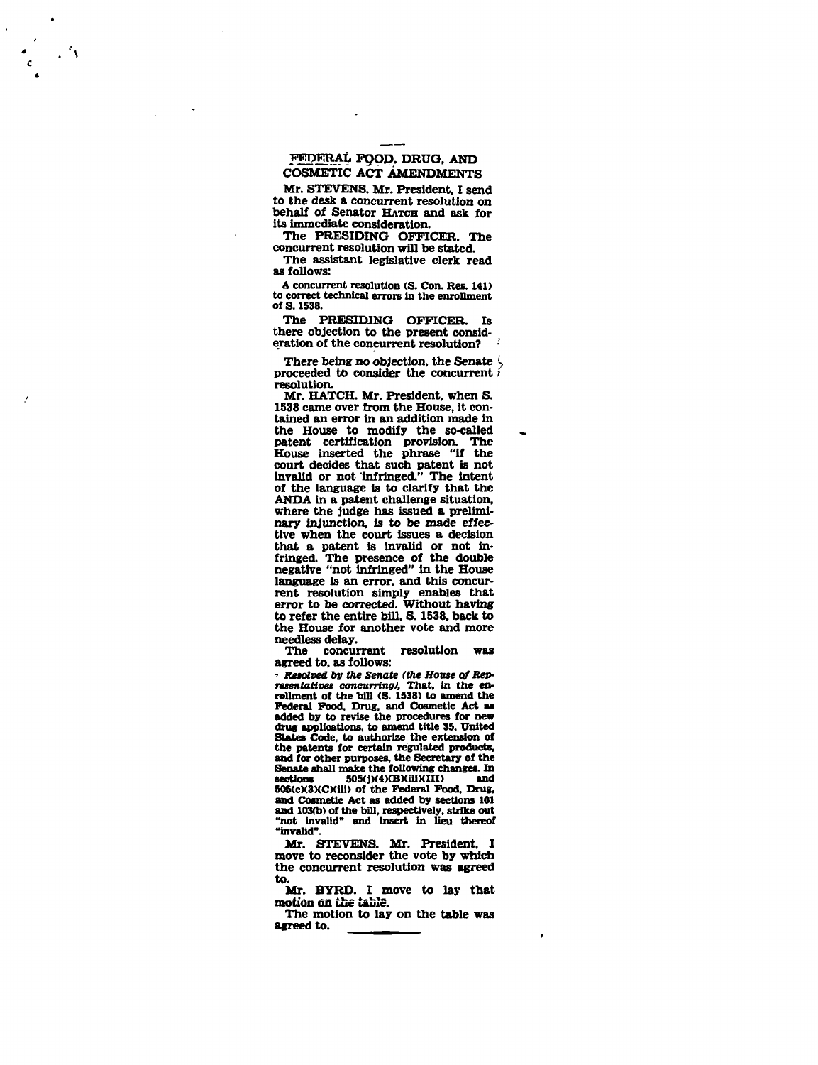## FEDERAL FOOD, DRUG, AND COSMETIC ACT AMENDMENTS

Mr. STEVENS. Mr. President, I send to the desk a concurrent resolution on behalf of Senator HATCH and ask for its immediate consideration.

The PRESIDING OFFICER. The concurrent resolution will be stated.

The assistant legislative clerk read as follows:

A concurrent resolution (S. Con. Res. 141) to correct technical errors in the enrollment of S. 1538.

The PRESIDING OFFICER. Is there objection to the present consideration of the concurrent resolution?

There being no objection, the Senate proceeded to consider the concurrent resolution.

Mr. HATCH. Mr. President, when S. 1538 came over from the House, it contained an error in an addition made in the House to modify the so-called patent certification provision. The House inserted the phrase "if the court decides that such patent is not invalid or not infringed." The intent of the language is to clarify that the ANDA in a patent challenge situation, where the judge has issued a preliminary injunction, is to be made effective when the court issues a decision that a patent is invalid or not infringed. The presence of the double negative "not infringed" in the House language is an error, and this concurrent resolution simply enables that error to be corrected. Without having to refer the entire bill, S. 1538, back to the House for another vote and more needless delay.

The concurrent resolution was agreed to, as follows:

*Resolved by the Senate (the House of Representatives concurring)*, That, in the enrollment of the bill (S. 1538) to amend the Federal Food, Drug, and Cosmetic Act as added by to revise the procedures for new drug applications, to amend title 35, United States Code, to authorize the extension of the patents for certain regulated products, and for other purposes, the Secretary of the Senate shall make the following changes. In sections 505(j)(4)(B)(iii)(III) and 505(c)(3)(C)(iii) of the Federal Food, Drug, and Cosmetic Act as added by sections 101 and 103(b) of the bill, respectively, strike out "not invalid" and insert in lieu thereof "invalid".

Mr. STEVENS. Mr. President, I move to reconsider the vote by which the concurrent resolution was agreed to.

Mr. BYRD. I move to lay that motion on the table.

The motion to lay on the table was agreed to.